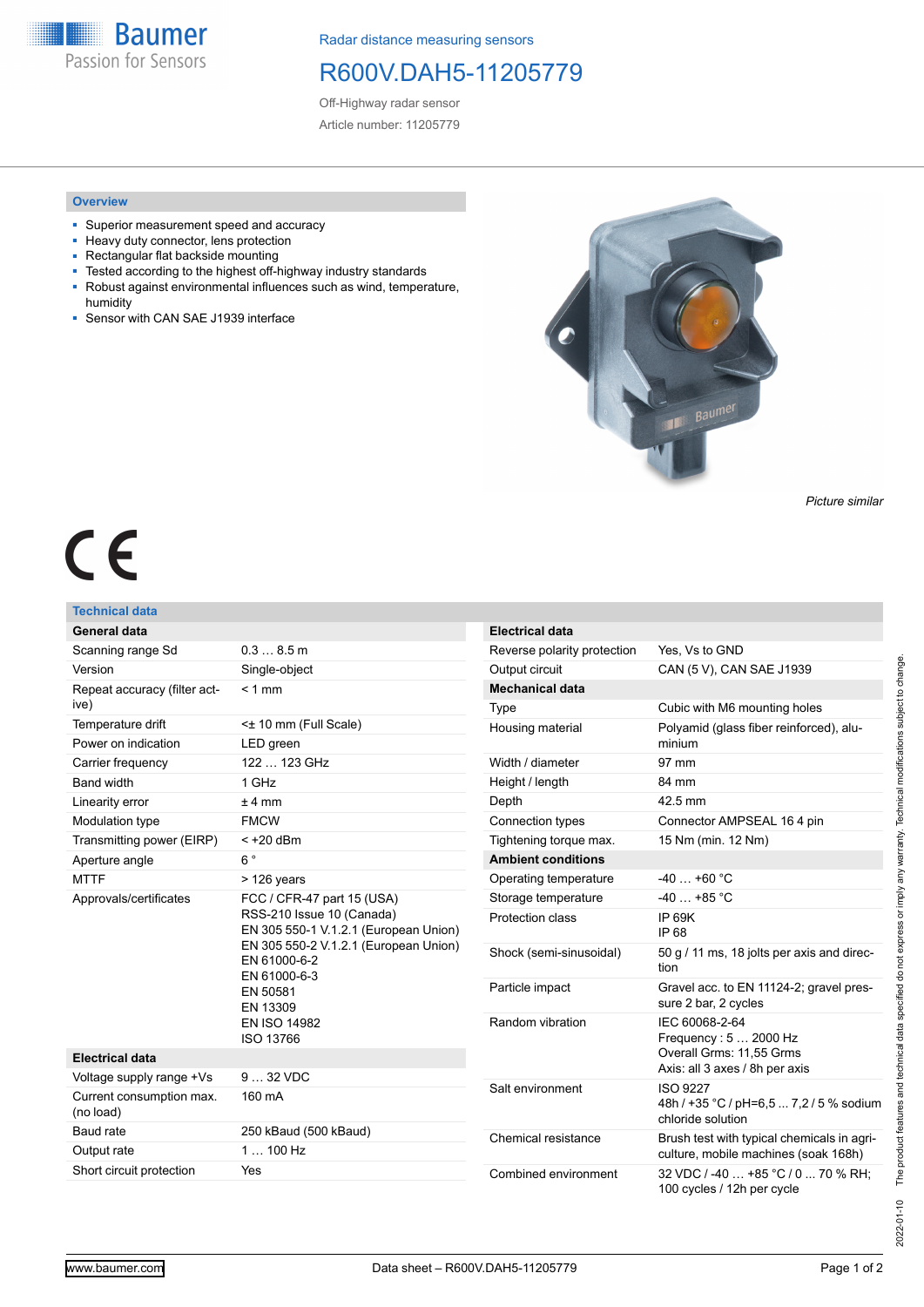Baumer
Passion for Sensors

Radar distance measuring sensors

# R600V.DAH5-11205779

Off-Highway radar sensor

Article number: 11205779

## Overview

- Superior measurement speed and accuracy
- Heavy duty connector, lens protection
- Rectangular flat backside mounting
- Tested according to the highest off-highway industry standards
- Robust against environmental influences such as wind, temperature, humidity
- Sensor with CAN SAE J1939 interface

*Picture similar*

CE

## Technical data

| General data | |
|---|---|
| Scanning range Sd | 0.3 … 8.5 m |
| Version | Single-object |
| Repeat accuracy (filter active) | < 1 mm |
| Temperature drift | <± 10 mm (Full Scale) |
| Power on indication | LED green |
| Carrier frequency | 122 … 123 GHz |
| Band width | 1 GHz |
| Linearity error | ± 4 mm |
| Modulation type | FMCW |
| Transmitting power (EIRP) | < +20 dBm |
| Aperture angle | 6 ° |
| MTTF | > 126 years |
| Approvals/certificates | FCC / CFR-47 part 15 (USA)<br>RSS-210 Issue 10 (Canada)<br>EN 305 550-1 V.1.2.1 (European Union)<br>EN 305 550-2 V.1.2.1 (European Union)<br>EN 61000-6-2<br>EN 61000-6-3<br>EN 50581<br>EN 13309<br>EN ISO 14982<br>ISO 13766 |

| Electrical data | |
|---|---|
| Voltage supply range +Vs | 9 … 32 VDC |
| Current consumption max. (no load) | 160 mA |
| Baud rate | 250 kBaud (500 kBaud) |
| Output rate | 1 … 100 Hz |
| Short circuit protection | Yes |
| Reverse polarity protection | Yes, Vs to GND |
| Output circuit | CAN (5 V), CAN SAE J1939 |

| Mechanical data | |
|---|---|
| Type | Cubic with M6 mounting holes |
| Housing material | Polyamid (glass fiber reinforced), aluminium |
| Width / diameter | 97 mm |
| Height / length | 84 mm |
| Depth | 42.5 mm |
| Connection types | Connector AMPSEAL 16 4 pin |
| Tightening torque max. | 15 Nm (min. 12 Nm) |

| Ambient conditions | |
|---|---|
| Operating temperature | -40 … +60 °C |
| Storage temperature | -40 … +85 °C |
| Protection class | IP 69K<br>IP 68 |
| Shock (semi-sinusoidal) | 50 g / 11 ms, 18 jolts per axis and direction |
| Particle impact | Gravel acc. to EN 11124-2; gravel pressure 2 bar, 2 cycles |
| Random vibration | IEC 60068-2-64<br>Frequency : 5 … 2000 Hz<br>Overall Grms: 11,55 Grms<br>Axis: all 3 axes / 8h per axis |
| Salt environment | ISO 9227<br>48h / +35 °C / pH=6,5 ... 7,2 / 5 % sodium chloride solution |
| Chemical resistance | Brush test with typical chemicals in agriculture, mobile machines (soak 168h) |
| Combined environment | 32 VDC / -40 … +85 °C / 0 ... 70 % RH; 100 cycles / 12h per cycle |

2022-01-10 The product features and technical data specified do not express or imply any warranty. Technical modifications subject to change.

www.baumer.com Data sheet – R600V.DAH5-11205779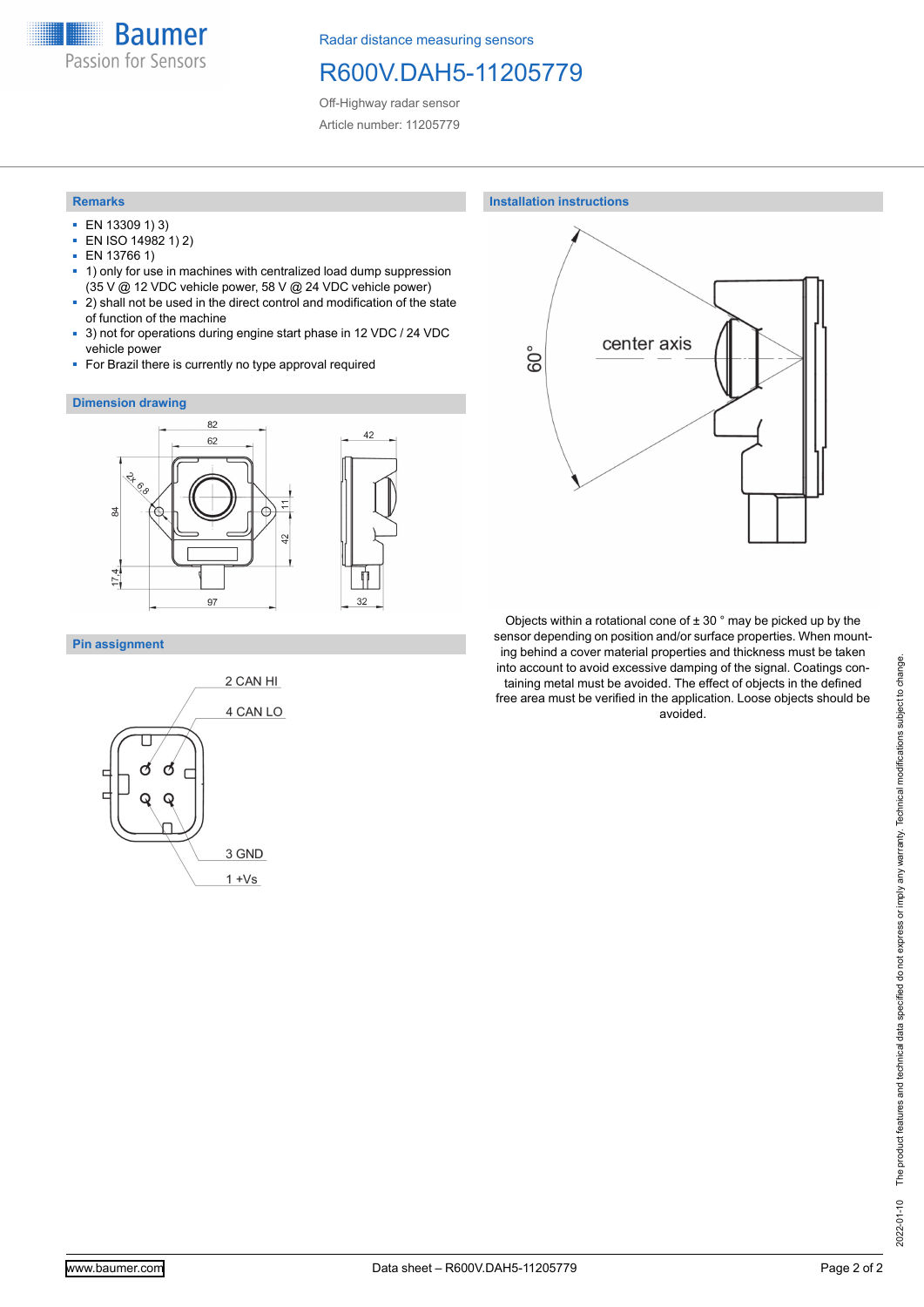Radar distance measuring sensors

# R600V.DAH5-11205779

Off-Highway radar sensor

Article number: 11205779

## Remarks

- EN 13309 1) 3)
- EN ISO 14982 1) 2)
- EN 13766 1)
- 1) only for use in machines with centralized load dump suppression (35 V @ 12 VDC vehicle power, 58 V @ 24 VDC vehicle power)
- 2) shall not be used in the direct control and modification of the state of function of the machine
- 3) not for operations during engine start phase in 12 VDC / 24 VDC vehicle power
- For Brazil there is currently no type approval required

## Dimension drawing

82
62
2x 6.8
84
17.4
11
42
97
42
32

## Pin assignment

2 CAN HI
4 CAN LO
3 GND
1 +Vs

## Installation instructions

60°
center axis

Objects within a rotational cone of ± 30 ° may be picked up by the sensor depending on position and/or surface properties. When mounting behind a cover material properties and thickness must be taken into account to avoid excessive damping of the signal. Coatings containing metal must be avoided. The effect of objects in the defined free area must be verified in the application. Loose objects should be avoided.

2022-01-10 The product features and technical data specified do not express or imply any warranty. Technical modifications subject to change.